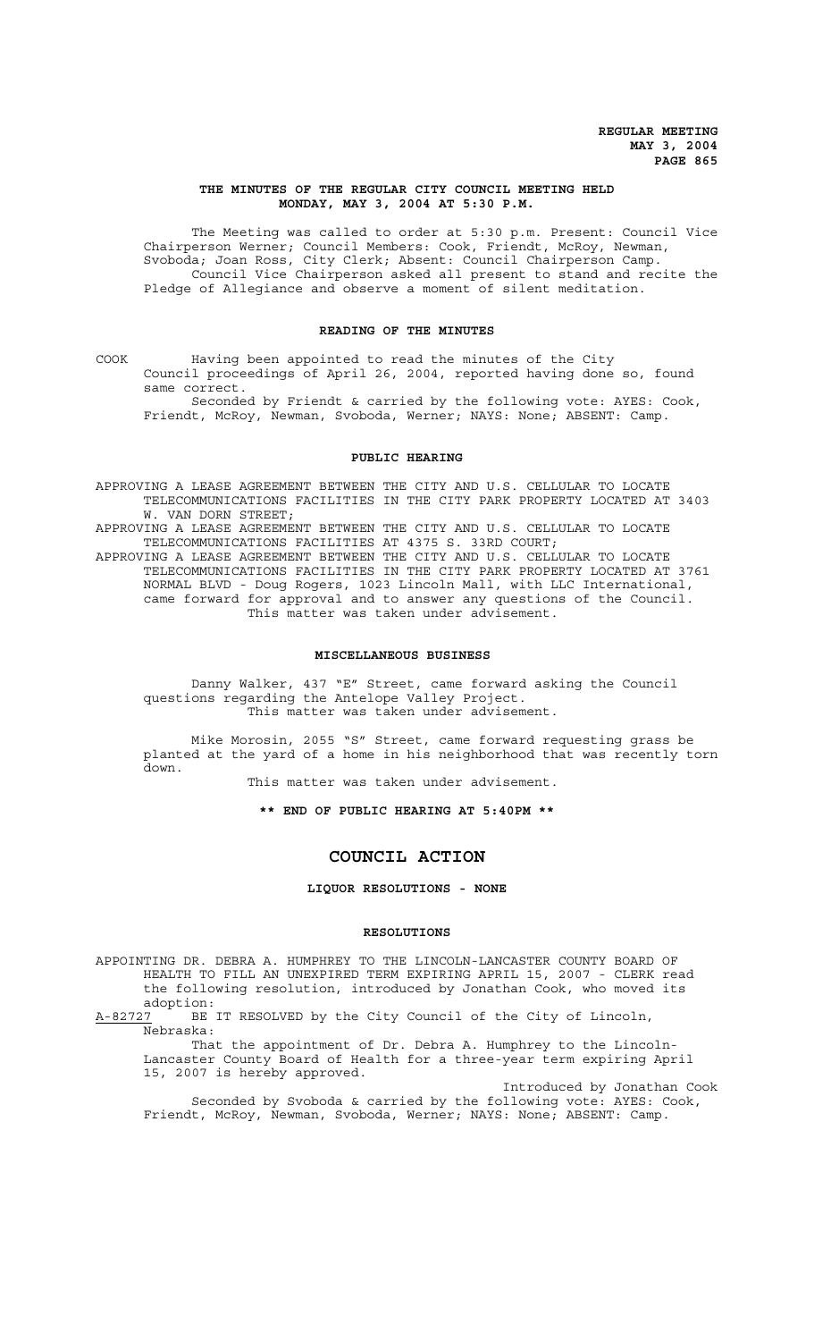**REGULAR MEETING**
**MAY 3, 2004**

## THE MINUTES OF THE REGULAR CITY COUNCIL MEETING HELD MONDAY, MAY 3, 2004 AT 5:30 P.M.

The Meeting was called to order at 5:30 p.m. Present: Council Vice Chairperson Werner; Council Members: Cook, Friendt, McRoy, Newman, Svoboda; Joan Ross, City Clerk; Absent: Council Chairperson Camp.

Council Vice Chairperson asked all present to stand and recite the Pledge of Allegiance and observe a moment of silent meditation.

### READING OF THE MINUTES

COOK Having been appointed to read the minutes of the City Council proceedings of April 26, 2004, reported having done so, found same correct.

Seconded by Friendt & carried by the following vote: AYES: Cook, Friendt, McRoy, Newman, Svoboda, Werner; NAYS: None; ABSENT: Camp.

### PUBLIC HEARING

APPROVING A LEASE AGREEMENT BETWEEN THE CITY AND U.S. CELLULAR TO LOCATE TELECOMMUNICATIONS FACILITIES IN THE CITY PARK PROPERTY LOCATED AT 3403 W. VAN DORN STREET;

APPROVING A LEASE AGREEMENT BETWEEN THE CITY AND U.S. CELLULAR TO LOCATE TELECOMMUNICATIONS FACILITIES AT 4375 S. 33RD COURT;

APPROVING A LEASE AGREEMENT BETWEEN THE CITY AND U.S. CELLULAR TO LOCATE TELECOMMUNICATIONS FACILITIES IN THE CITY PARK PROPERTY LOCATED AT 3761 NORMAL BLVD - Doug Rogers, 1023 Lincoln Mall, with LLC International, came forward for approval and to answer any questions of the Council.

This matter was taken under advisement.

### MISCELLANEOUS BUSINESS

Danny Walker, 437 "E" Street, came forward asking the Council questions regarding the Antelope Valley Project.

This matter was taken under advisement.

Mike Morosin, 2055 "S" Street, came forward requesting grass be planted at the yard of a home in his neighborhood that was recently torn down.

This matter was taken under advisement.

**\*\* END OF PUBLIC HEARING AT 5:40PM \*\***

## COUNCIL ACTION

### LIQUOR RESOLUTIONS - NONE

### RESOLUTIONS

APPOINTING DR. DEBRA A. HUMPHREY TO THE LINCOLN-LANCASTER COUNTY BOARD OF HEALTH TO FILL AN UNEXPIRED TERM EXPIRING APRIL 15, 2007 - CLERK read the following resolution, introduced by Jonathan Cook, who moved its adoption:

A-82727 BE IT RESOLVED by the City Council of the City of Lincoln, Nebraska:

That the appointment of Dr. Debra A. Humphrey to the Lincoln-Lancaster County Board of Health for a three-year term expiring April 15, 2007 is hereby approved.

Introduced by Jonathan Cook

Seconded by Svoboda & carried by the following vote: AYES: Cook, Friendt, McRoy, Newman, Svoboda, Werner; NAYS: None; ABSENT: Camp.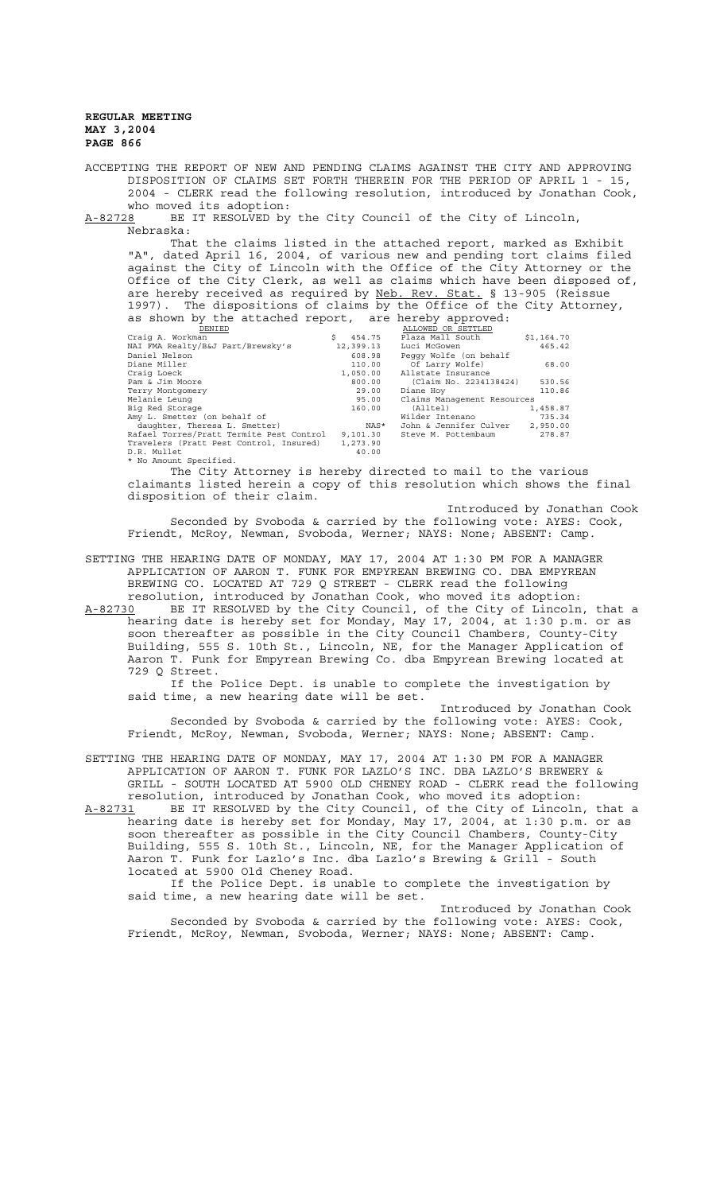ACCEPTING THE REPORT OF NEW AND PENDING CLAIMS AGAINST THE CITY AND APPROVING DISPOSITION OF CLAIMS SET FORTH THEREIN FOR THE PERIOD OF APRIL 1 - 15, 2004 - CLERK read the following resolution, introduced by Jonathan Cook, who moved its adoption:

A-82728 BE IT RESOLVED by the City Council of the City of Lincoln, Nebraska:

That the claims listed in the attached report, marked as Exhibit "A", dated April 16, 2004, of various new and pending tort claims filed against the City of Lincoln with the Office of the City Attorney or the Office of the City Clerk, as well as claims which have been disposed of, are hereby received as required by Neb. Rev. Stat. § 13-905 (Reissue 1997). The dispositions of claims by the Office of the City Attorney, as shown by the attached report, are hereby approved:

| DENIED | | ALLOWED OR SETTLED | |
|---|---|---|---|
| Craig A. Workman | $ 454.75 | Plaza Mall South | $1,164.70 |
| NAI FMA Realty/B&J Part/Brewsky's | 12,399.13 | Luci McGowen | 465.42 |
| Daniel Nelson | 608.98 | Peggy Wolfe (on behalf | |
| Diane Miller | 110.00 | Of Larry Wolfe) | 68.00 |
| Craig Loeck | 1,050.00 | Allstate Insurance | |
| Pam & Jim Moore | 800.00 | (Claim No. 2234138424) | 530.56 |
| Terry Montgomery | 29.00 | Diane Hoy | 110.86 |
| Melanie Leung | 95.00 | Claims Management Resources | |
| Big Red Storage | 160.00 | (Alltel) | 1,458.87 |
| Amy L. Smetter (on behalf of | | Wilder Intenano | 735.34 |
| daughter, Theresa L. Smetter) | NAS* | John & Jennifer Culver | 2,950.00 |
| Rafael Torres/Pratt Termite Pest Control | 9,101.30 | Steve M. Pottembaum | 278.87 |
| Travelers (Pratt Pest Control, Insured) | 1,273.90 | | |
| D.R. Mullet | 40.00 | | |

\* No Amount Specified.

The City Attorney is hereby directed to mail to the various claimants listed herein a copy of this resolution which shows the final disposition of their claim.

Introduced by Jonathan Cook

Seconded by Svoboda & carried by the following vote: AYES: Cook, Friendt, McRoy, Newman, Svoboda, Werner; NAYS: None; ABSENT: Camp.

SETTING THE HEARING DATE OF MONDAY, MAY 17, 2004 AT 1:30 PM FOR A MANAGER APPLICATION OF AARON T. FUNK FOR EMPYREAN BREWING CO. DBA EMPYREAN BREWING CO. LOCATED AT 729 Q STREET - CLERK read the following resolution, introduced by Jonathan Cook, who moved its adoption:

A-82730 BE IT RESOLVED by the City Council, of the City of Lincoln, that a hearing date is hereby set for Monday, May 17, 2004, at 1:30 p.m. or as soon thereafter as possible in the City Council Chambers, County-City Building, 555 S. 10th St., Lincoln, NE, for the Manager Application of Aaron T. Funk for Empyrean Brewing Co. dba Empyrean Brewing located at 729 Q Street.

If the Police Dept. is unable to complete the investigation by said time, a new hearing date will be set.

Introduced by Jonathan Cook

Seconded by Svoboda & carried by the following vote: AYES: Cook, Friendt, McRoy, Newman, Svoboda, Werner; NAYS: None; ABSENT: Camp.

SETTING THE HEARING DATE OF MONDAY, MAY 17, 2004 AT 1:30 PM FOR A MANAGER APPLICATION OF AARON T. FUNK FOR LAZLO'S INC. DBA LAZLO'S BREWERY & GRILL - SOUTH LOCATED AT 5900 OLD CHENEY ROAD - CLERK read the following resolution, introduced by Jonathan Cook, who moved its adoption:

A-82731 BE IT RESOLVED by the City Council, of the City of Lincoln, that a hearing date is hereby set for Monday, May 17, 2004, at 1:30 p.m. or as soon thereafter as possible in the City Council Chambers, County-City Building, 555 S. 10th St., Lincoln, NE, for the Manager Application of Aaron T. Funk for Lazlo's Inc. dba Lazlo's Brewing & Grill - South located at 5900 Old Cheney Road.

If the Police Dept. is unable to complete the investigation by said time, a new hearing date will be set.

Introduced by Jonathan Cook

Seconded by Svoboda & carried by the following vote: AYES: Cook, Friendt, McRoy, Newman, Svoboda, Werner; NAYS: None; ABSENT: Camp.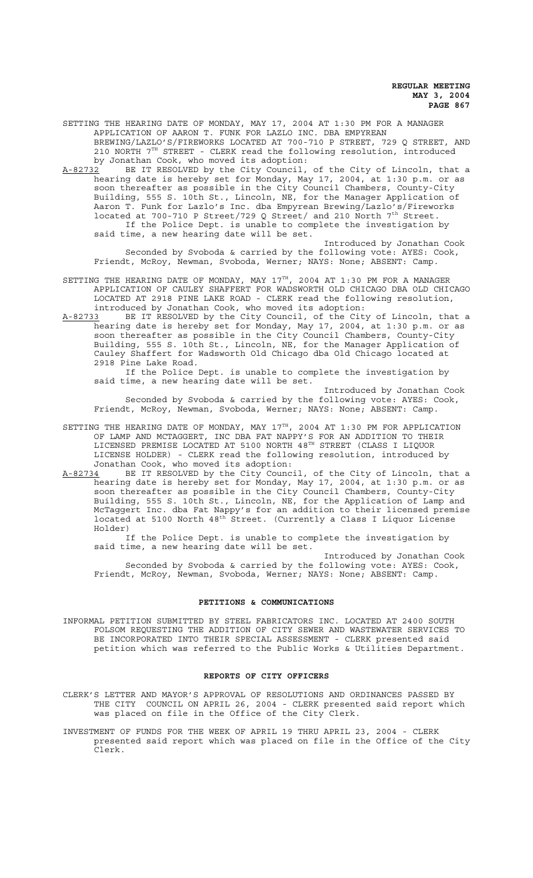SETTING THE HEARING DATE OF MONDAY, MAY 17, 2004 AT 1:30 PM FOR A MANAGER APPLICATION OF AARON T. FUNK FOR LAZLO INC. DBA EMPYREAN BREWING/LAZLO'S/FIREWORKS LOCATED AT 700-710 P STREET, 729 Q STREET, AND 210 NORTH 7TH STREET - CLERK read the following resolution, introduced by Jonathan Cook, who moved its adoption:

A-82732 BE IT RESOLVED by the City Council, of the City of Lincoln, that a hearing date is hereby set for Monday, May 17, 2004, at 1:30 p.m. or as soon thereafter as possible in the City Council Chambers, County-City Building, 555 S. 10th St., Lincoln, NE, for the Manager Application of Aaron T. Funk for Lazlo's Inc. dba Empyrean Brewing/Lazlo's/Fireworks located at 700-710 P Street/729 Q Street/ and 210 North 7th Street.

If the Police Dept. is unable to complete the investigation by said time, a new hearing date will be set.

Introduced by Jonathan Cook

Seconded by Svoboda & carried by the following vote: AYES: Cook, Friendt, McRoy, Newman, Svoboda, Werner; NAYS: None; ABSENT: Camp.

SETTING THE HEARING DATE OF MONDAY, MAY 17TH, 2004 AT 1:30 PM FOR A MANAGER APPLICATION OF CAULEY SHAFFERT FOR WADSWORTH OLD CHICAGO DBA OLD CHICAGO LOCATED AT 2918 PINE LAKE ROAD - CLERK read the following resolution, introduced by Jonathan Cook, who moved its adoption:

A-82733 BE IT RESOLVED by the City Council, of the City of Lincoln, that a hearing date is hereby set for Monday, May 17, 2004, at 1:30 p.m. or as soon thereafter as possible in the City Council Chambers, County-City Building, 555 S. 10th St., Lincoln, NE, for the Manager Application of Cauley Shaffert for Wadsworth Old Chicago dba Old Chicago located at 2918 Pine Lake Road.

If the Police Dept. is unable to complete the investigation by said time, a new hearing date will be set.

Introduced by Jonathan Cook

Seconded by Svoboda & carried by the following vote: AYES: Cook, Friendt, McRoy, Newman, Svoboda, Werner; NAYS: None; ABSENT: Camp.

SETTING THE HEARING DATE OF MONDAY, MAY 17TH, 2004 AT 1:30 PM FOR APPLICATION OF LAMP AND MCTAGGERT, INC DBA FAT NAPPY'S FOR AN ADDITION TO THEIR LICENSED PREMISE LOCATED AT 5100 NORTH 48TH STREET (CLASS I LIQUOR LICENSE HOLDER) - CLERK read the following resolution, introduced by Jonathan Cook, who moved its adoption:

A-82734 BE IT RESOLVED by the City Council, of the City of Lincoln, that a hearing date is hereby set for Monday, May 17, 2004, at 1:30 p.m. or as soon thereafter as possible in the City Council Chambers, County-City Building, 555 S. 10th St., Lincoln, NE, for the Application of Lamp and McTaggert Inc. dba Fat Nappy's for an addition to their licensed premise located at 5100 North 48th Street. (Currently a Class I Liquor License Holder)

If the Police Dept. is unable to complete the investigation by said time, a new hearing date will be set.

Introduced by Jonathan Cook

Seconded by Svoboda & carried by the following vote: AYES: Cook, Friendt, McRoy, Newman, Svoboda, Werner; NAYS: None; ABSENT: Camp.

## PETITIONS & COMMUNICATIONS

INFORMAL PETITION SUBMITTED BY STEEL FABRICATORS INC. LOCATED AT 2400 SOUTH FOLSOM REQUESTING THE ADDITION OF CITY SEWER AND WASTEWATER SERVICES TO BE INCORPORATED INTO THEIR SPECIAL ASSESSMENT - CLERK presented said petition which was referred to the Public Works & Utilities Department.

## REPORTS OF CITY OFFICERS

CLERK'S LETTER AND MAYOR'S APPROVAL OF RESOLUTIONS AND ORDINANCES PASSED BY THE CITY COUNCIL ON APRIL 26, 2004 - CLERK presented said report which was placed on file in the Office of the City Clerk.

INVESTMENT OF FUNDS FOR THE WEEK OF APRIL 19 THRU APRIL 23, 2004 - CLERK presented said report which was placed on file in the Office of the City Clerk.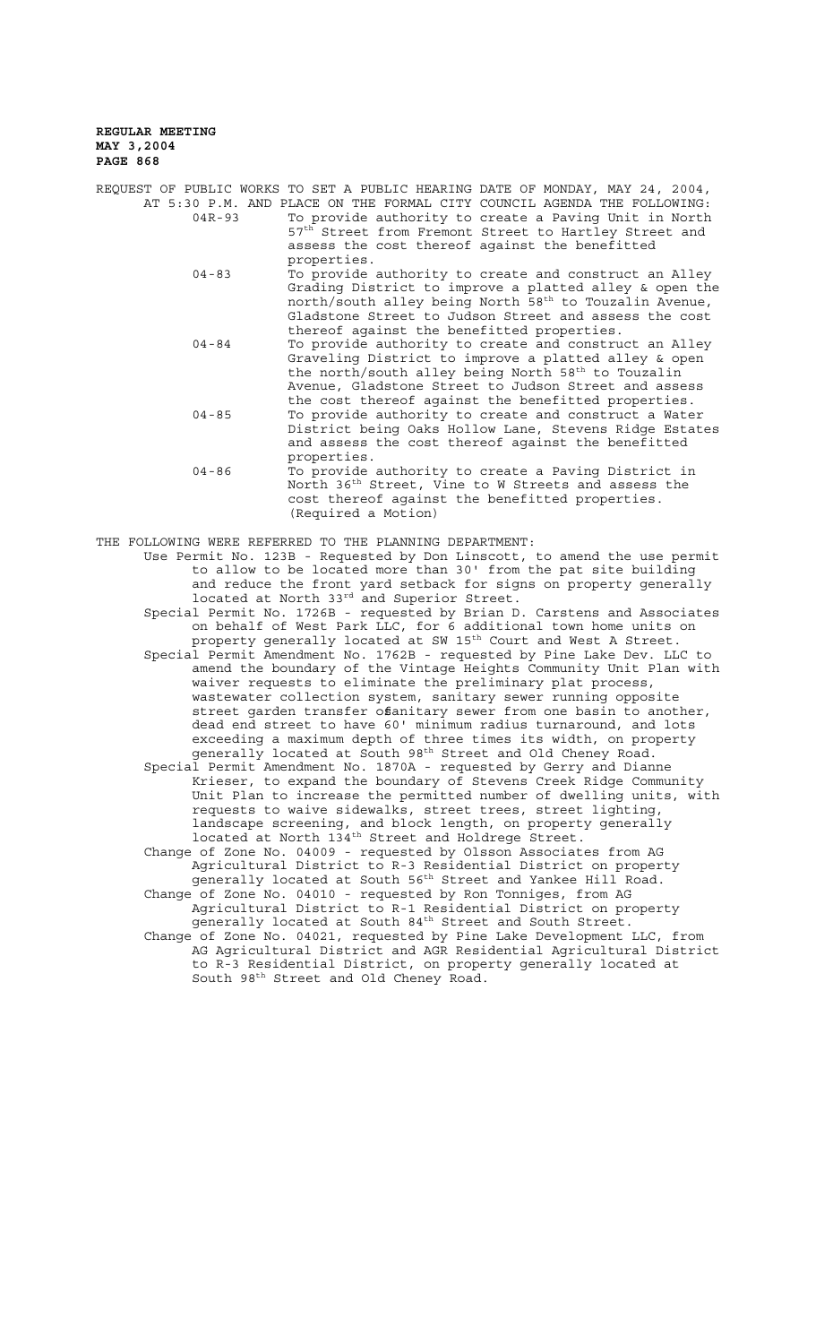REQUEST OF PUBLIC WORKS TO SET A PUBLIC HEARING DATE OF MONDAY, MAY 24, 2004, AT 5:30 P.M. AND PLACE ON THE FORMAL CITY COUNCIL AGENDA THE FOLLOWING:

04R-93 To provide authority to create a Paving Unit in North 57th Street from Fremont Street to Hartley Street and assess the cost thereof against the benefitted properties.

04-83 To provide authority to create and construct an Alley Grading District to improve a platted alley & open the north/south alley being North 58th to Touzalin Avenue, Gladstone Street to Judson Street and assess the cost thereof against the benefitted properties.

04-84 To provide authority to create and construct an Alley Graveling District to improve a platted alley & open the north/south alley being North 58th to Touzalin Avenue, Gladstone Street to Judson Street and assess the cost thereof against the benefitted properties.

04-85 To provide authority to create and construct a Water District being Oaks Hollow Lane, Stevens Ridge Estates and assess the cost thereof against the benefitted properties.

04-86 To provide authority to create a Paving District in North 36th Street, Vine to W Streets and assess the cost thereof against the benefitted properties. (Required a Motion)

THE FOLLOWING WERE REFERRED TO THE PLANNING DEPARTMENT:

Use Permit No. 123B - Requested by Don Linscott, to amend the use permit to allow to be located more than 30' from the pat site building and reduce the front yard setback for signs on property generally located at North 33rd and Superior Street.

Special Permit No. 1726B - requested by Brian D. Carstens and Associates on behalf of West Park LLC, for 6 additional town home units on property generally located at SW 15th Court and West A Street.

Special Permit Amendment No. 1762B - requested by Pine Lake Dev. LLC to amend the boundary of the Vintage Heights Community Unit Plan with waiver requests to eliminate the preliminary plat process, wastewater collection system, sanitary sewer running opposite street garden transfer of sanitary sewer from one basin to another, dead end street to have 60' minimum radius turnaround, and lots exceeding a maximum depth of three times its width, on property generally located at South 98th Street and Old Cheney Road.

Special Permit Amendment No. 1870A - requested by Gerry and Dianne Krieser, to expand the boundary of Stevens Creek Ridge Community Unit Plan to increase the permitted number of dwelling units, with requests to waive sidewalks, street trees, street lighting, landscape screening, and block length, on property generally located at North 134th Street and Holdrege Street.

Change of Zone No. 04009 - requested by Olsson Associates from AG Agricultural District to R-3 Residential District on property generally located at South 56th Street and Yankee Hill Road.

Change of Zone No. 04010 - requested by Ron Tonniges, from AG Agricultural District to R-1 Residential District on property generally located at South 84th Street and South Street.

Change of Zone No. 04021, requested by Pine Lake Development LLC, from AG Agricultural District and AGR Residential Agricultural District to R-3 Residential District, on property generally located at South 98th Street and Old Cheney Road.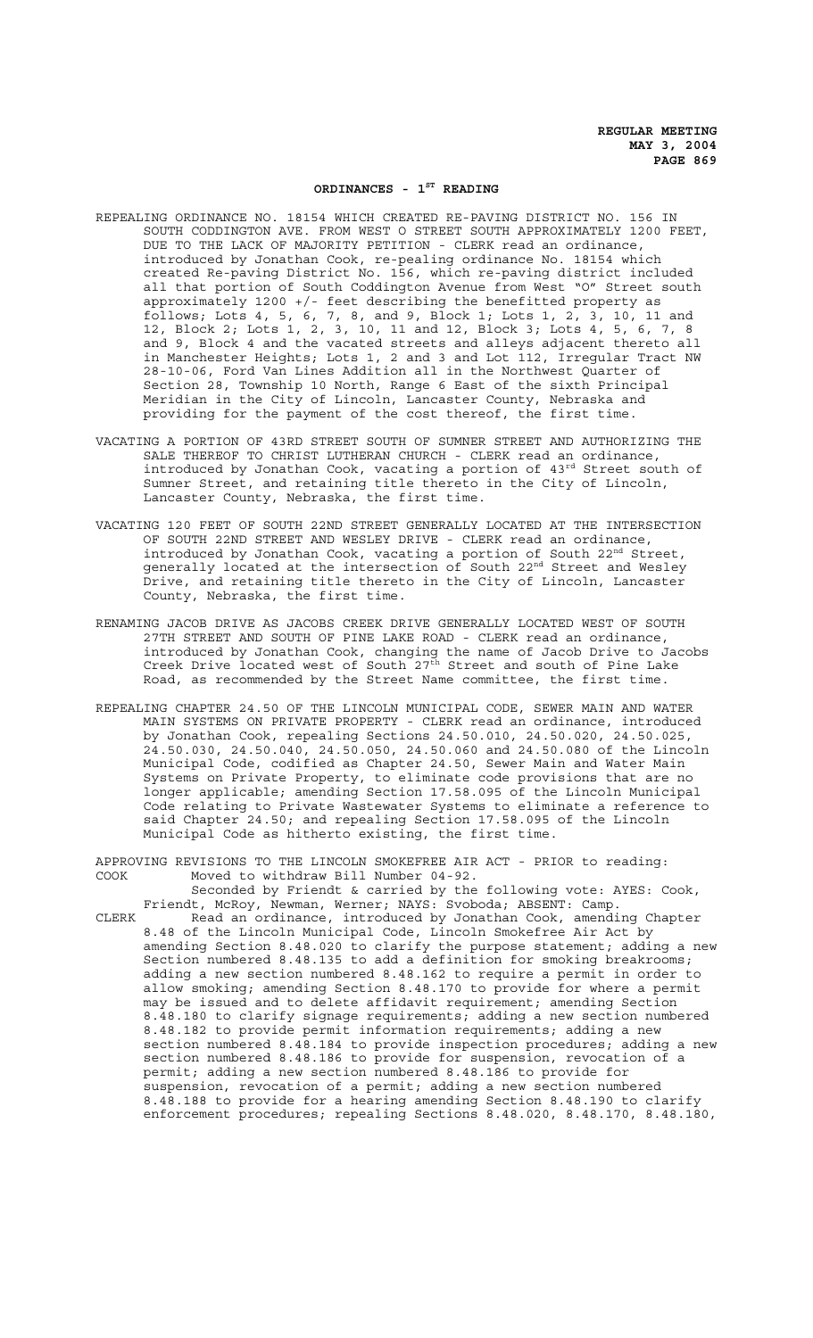## ORDINANCES - 1ST READING

REPEALING ORDINANCE NO. 18154 WHICH CREATED RE-PAVING DISTRICT NO. 156 IN SOUTH CODDINGTON AVE. FROM WEST O STREET SOUTH APPROXIMATELY 1200 FEET, DUE TO THE LACK OF MAJORITY PETITION - CLERK read an ordinance, introduced by Jonathan Cook, re-pealing ordinance No. 18154 which created Re-paving District No. 156, which re-paving district included all that portion of South Coddington Avenue from West "O" Street south approximately 1200 +/- feet describing the benefitted property as follows; Lots 4, 5, 6, 7, 8, and 9, Block 1; Lots 1, 2, 3, 10, 11 and 12, Block 2; Lots 1, 2, 3, 10, 11 and 12, Block 3; Lots 4, 5, 6, 7, 8 and 9, Block 4 and the vacated streets and alleys adjacent thereto all in Manchester Heights; Lots 1, 2 and 3 and Lot 112, Irregular Tract NW 28-10-06, Ford Van Lines Addition all in the Northwest Quarter of Section 28, Township 10 North, Range 6 East of the sixth Principal Meridian in the City of Lincoln, Lancaster County, Nebraska and providing for the payment of the cost thereof, the first time.

VACATING A PORTION OF 43RD STREET SOUTH OF SUMNER STREET AND AUTHORIZING THE SALE THEREOF TO CHRIST LUTHERAN CHURCH - CLERK read an ordinance, introduced by Jonathan Cook, vacating a portion of 43rd Street south of Sumner Street, and retaining title thereto in the City of Lincoln, Lancaster County, Nebraska, the first time.

VACATING 120 FEET OF SOUTH 22ND STREET GENERALLY LOCATED AT THE INTERSECTION OF SOUTH 22ND STREET AND WESLEY DRIVE - CLERK read an ordinance, introduced by Jonathan Cook, vacating a portion of South 22nd Street, generally located at the intersection of South 22nd Street and Wesley Drive, and retaining title thereto in the City of Lincoln, Lancaster County, Nebraska, the first time.

RENAMING JACOB DRIVE AS JACOBS CREEK DRIVE GENERALLY LOCATED WEST OF SOUTH 27TH STREET AND SOUTH OF PINE LAKE ROAD - CLERK read an ordinance, introduced by Jonathan Cook, changing the name of Jacob Drive to Jacobs Creek Drive located west of South 27th Street and south of Pine Lake Road, as recommended by the Street Name committee, the first time.

REPEALING CHAPTER 24.50 OF THE LINCOLN MUNICIPAL CODE, SEWER MAIN AND WATER MAIN SYSTEMS ON PRIVATE PROPERTY - CLERK read an ordinance, introduced by Jonathan Cook, repealing Sections 24.50.010, 24.50.020, 24.50.025, 24.50.030, 24.50.040, 24.50.050, 24.50.060 and 24.50.080 of the Lincoln Municipal Code, codified as Chapter 24.50, Sewer Main and Water Main Systems on Private Property, to eliminate code provisions that are no longer applicable; amending Section 17.58.095 of the Lincoln Municipal Code relating to Private Wastewater Systems to eliminate a reference to said Chapter 24.50; and repealing Section 17.58.095 of the Lincoln Municipal Code as hitherto existing, the first time.

APPROVING REVISIONS TO THE LINCOLN SMOKEFREE AIR ACT - PRIOR to reading:

COOK Moved to withdraw Bill Number 04-92.
Seconded by Friendt & carried by the following vote: AYES: Cook, Friendt, McRoy, Newman, Werner; NAYS: Svoboda; ABSENT: Camp.

CLERK Read an ordinance, introduced by Jonathan Cook, amending Chapter 8.48 of the Lincoln Municipal Code, Lincoln Smokefree Air Act by amending Section 8.48.020 to clarify the purpose statement; adding a new Section numbered 8.48.135 to add a definition for smoking breakrooms; adding a new section numbered 8.48.162 to require a permit in order to allow smoking; amending Section 8.48.170 to provide for where a permit may be issued and to delete affidavit requirement; amending Section 8.48.180 to clarify signage requirements; adding a new section numbered 8.48.182 to provide permit information requirements; adding a new section numbered 8.48.184 to provide inspection procedures; adding a new section numbered 8.48.186 to provide for suspension, revocation of a permit; adding a new section numbered 8.48.186 to provide for suspension, revocation of a permit; adding a new section numbered 8.48.188 to provide for a hearing amending Section 8.48.190 to clarify enforcement procedures; repealing Sections 8.48.020, 8.48.170, 8.48.180,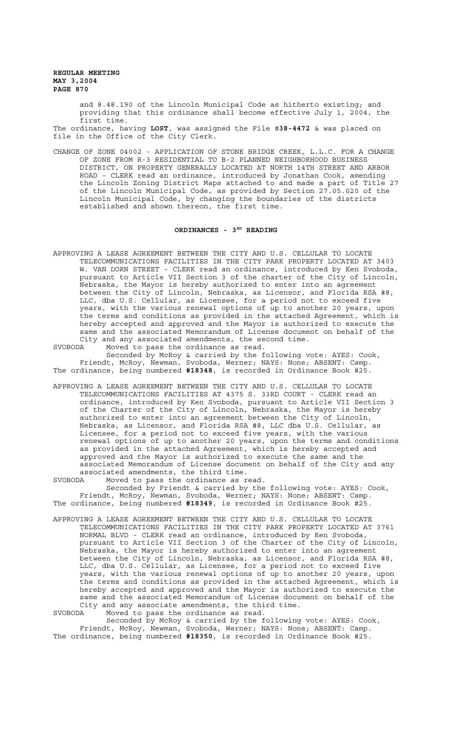and 8.48.190 of the Lincoln Municipal Code as hitherto existing; and providing that this ordinance shall become effective July 1, 2004, the first time.

The ordinance, having **LOST**, was assigned the File #**38-4472** & was placed on file in the Office of the City Clerk.

CHANGE OF ZONE 04002 - APPLICATION OF STONE BRIDGE CREEK, L.L.C. FOR A CHANGE OF ZONE FROM R-3 RESIDENTIAL TO B-2 PLANNED NEIGHBORHOOD BUSINESS DISTRICT, ON PROPERTY GENERALLY LOCATED AT NORTH 14TH STREET AND ARBOR ROAD - CLERK read an ordinance, introduced by Jonathan Cook, amending the Lincoln Zoning District Maps attached to and made a part of Title 27 of the Lincoln Municipal Code, as provided by Section 27.05.020 of the Lincoln Municipal Code, by changing the boundaries of the districts established and shown thereon, the first time.

## ORDINANCES - 3RD READING

APPROVING A LEASE AGREEMENT BETWEEN THE CITY AND U.S. CELLULAR TO LOCATE TELECOMMUNICATIONS FACILITIES IN THE CITY PARK PROPERTY LOCATED AT 3403 W. VAN DORN STREET - CLERK read an ordinance, introduced by Ken Svoboda, pursuant to Article VII Section 3 of the charter of the City of Lincoln, Nebraska, the Mayor is hereby authorized to enter into an agreement between the City of Lincoln, Nebraska, as Licensor, and Florida RSA #8, LLC, dba U.S. Cellular, as Licensee, for a period not to exceed five years, with the various renewal options of up to another 20 years, upon the terms and conditions as provided in the attached Agreement, which is hereby accepted and approved and the Mayor is authorized to execute the same and the associated Memorandum of License document on behalf of the City and any associated amendments, the second time.

SVOBODA Moved to pass the ordinance as read.

Seconded by McRoy & carried by the following vote: AYES: Cook, Friendt, McRoy, Newman, Svoboda, Werner; NAYS: None; ABSENT: Camp.

The ordinance, being numbered **#18348**, is recorded in Ordinance Book #25.

APPROVING A LEASE AGREEMENT BETWEEN THE CITY AND U.S. CELLULAR TO LOCATE TELECOMMUNICATIONS FACILITIES AT 4375 S. 33RD COURT - CLERK read an ordinance, introduced by Ken Svoboda, pursuant to Article VII Section 3 of the Charter of the City of Lincoln, Nebraska, the Mayor is hereby authorized to enter into an agreement between the City of Lincoln, Nebraska, as Licensor, and Florida RSA #8, LLC dba U.S. Cellular, as Licensee, for a period not to exceed five years, with the various renewal options of up to another 20 years, upon the terms and conditions as provided in the attached Agreement, which is hereby accepted and approved and the Mayor is authorized to execute the same and the associated Memorandum of License document on behalf of the City and any associated amendments, the third time.

SVOBODA Moved to pass the ordinance as read.

Seconded by Friendt & carried by the following vote: AYES: Cook, Friendt, McRoy, Newman, Svoboda, Werner; NAYS: None; ABSENT: Camp.

The ordinance, being numbered **#18349**, is recorded in Ordinance Book #25.

APPROVING A LEASE AGREEMENT BETWEEN THE CITY AND U.S. CELLULAR TO LOCATE TELECOMMUNICATIONS FACILITIES IN THE CITY PARK PROPERTY LOCATED AT 3761 NORMAL BLVD - CLERK read an ordinance, introduced by Ken Svoboda, pursuant to Article VII Section 3 of the Charter of the City of Lincoln, Nebraska, the Mayor is hereby authorized to enter into an agreement between the City of Lincoln, Nebraska, as Licensor, and Florida RSA #8, LLC, dba U.S. Cellular, as Licensee, for a period not to exceed five years, with the various renewal options of up to another 20 years, upon the terms and conditions as provided in the attached Agreement, which is hereby accepted and approved and the Mayor is authorized to execute the same and the associated Memorandum of License document on behalf of the City and any associate amendments, the third time.

SVOBODA Moved to pass the ordinance as read.

Seconded by McRoy & carried by the following vote: AYES: Cook, Friendt, McRoy, Newman, Svoboda, Werner; NAYS: None; ABSENT: Camp.

The ordinance, being numbered **#18350**, is recorded in Ordinance Book #25.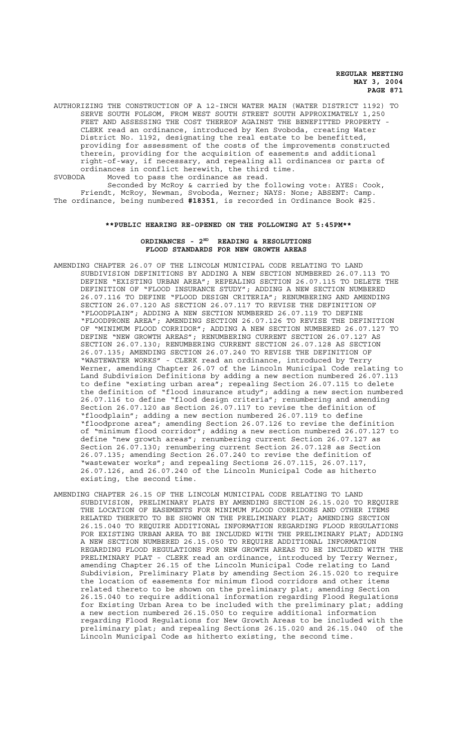AUTHORIZING THE CONSTRUCTION OF A 12-INCH WATER MAIN (WATER DISTRICT 1192) TO SERVE SOUTH FOLSOM, FROM WEST SOUTH STREET SOUTH APPROXIMATELY 1,250 FEET AND ASSESSING THE COST THEREOF AGAINST THE BENEFITTED PROPERTY - CLERK read an ordinance, introduced by Ken Svoboda, creating Water District No. 1192, designating the real estate to be benefitted, providing for assessment of the costs of the improvements constructed therein, providing for the acquisition of easements and additional right-of-way, if necessary, and repealing all ordinances or parts of ordinances in conflict herewith, the third time.

SVOBODA Moved to pass the ordinance as read.

Seconded by McRoy & carried by the following vote: AYES: Cook, Friendt, McRoy, Newman, Svoboda, Werner; NAYS: None; ABSENT: Camp. The ordinance, being numbered **#18351**, is recorded in Ordinance Book #25.

**\*\*PUBLIC HEARING RE-OPENED ON THE FOLLOWING AT 5:45PM\*\***

**ORDINANCES - 2ND READING & RESOLUTIONS**
**FLOOD STANDARDS FOR NEW GROWTH AREAS**

AMENDING CHAPTER 26.07 OF THE LINCOLN MUNICIPAL CODE RELATING TO LAND SUBDIVISION DEFINITIONS BY ADDING A NEW SECTION NUMBERED 26.07.113 TO DEFINE "EXISTING URBAN AREA"; REPEALING SECTION 26.07.115 TO DELETE THE DEFINITION OF "FLOOD INSURANCE STUDY"; ADDING A NEW SECTION NUMBERED 26.07.116 TO DEFINE "FLOOD DESIGN CRITERIA"; RENUMBERING AND AMENDING SECTION 26.07.120 AS SECTION 26.07.117 TO REVISE THE DEFINITION OF "FLOODPLAIN"; ADDING A NEW SECTION NUMBERED 26.07.119 TO DEFINE "FLOODPRONE AREA"; AMENDING SECTION 26.07.126 TO REVISE THE DEFINITION OF "MINIMUM FLOOD CORRIDOR"; ADDING A NEW SECTION NUMBERED 26.07.127 TO DEFINE "NEW GROWTH AREAS"; RENUMBERING CURRENT SECTION 26.07.127 AS SECTION 26.07.130; RENUMBERING CURRENT SECTION 26.07.128 AS SECTION 26.07.135; AMENDING SECTION 26.07.240 TO REVISE THE DEFINITION OF "WASTEWATER WORKS" - CLERK read an ordinance, introduced by Terry Werner, amending Chapter 26.07 of the Lincoln Municipal Code relating to Land Subdivision Definitions by adding a new section numbered 26.07.113 to define "existing urban area"; repealing Section 26.07.115 to delete the definition of "flood insurance study"; adding a new section numbered 26.07.116 to define "flood design criteria"; renumbering and amending Section 26.07.120 as Section 26.07.117 to revise the definition of "floodplain"; adding a new section numbered 26.07.119 to define "floodprone area"; amending Section 26.07.126 to revise the definition of "minimum flood corridor"; adding a new section numbered 26.07.127 to define "new growth areas"; renumbering current Section 26.07.127 as Section 26.07.130; renumbering current Section 26.07.128 as Section 26.07.135; amending Section 26.07.240 to revise the definition of "wastewater works"; and repealing Sections 26.07.115, 26.07.117, 26.07.126, and 26.07.240 of the Lincoln Municipal Code as hitherto existing, the second time.

AMENDING CHAPTER 26.15 OF THE LINCOLN MUNICIPAL CODE RELATING TO LAND SUBDIVISION, PRELIMINARY PLATS BY AMENDING SECTION 26.15.020 TO REQUIRE THE LOCATION OF EASEMENTS FOR MINIMUM FLOOD CORRIDORS AND OTHER ITEMS RELATED THERETO TO BE SHOWN ON THE PRELIMINARY PLAT; AMENDING SECTION 26.15.040 TO REQUIRE ADDITIONAL INFORMATION REGARDING FLOOD REGULATIONS FOR EXISTING URBAN AREA TO BE INCLUDED WITH THE PRELIMINARY PLAT; ADDING A NEW SECTION NUMBERED 26.15.050 TO REQUIRE ADDITIONAL INFORMATION REGARDING FLOOD REGULATIONS FOR NEW GROWTH AREAS TO BE INCLUDED WITH THE PRELIMINARY PLAT - CLERK read an ordinance, introduced by Terry Werner, amending Chapter 26.15 of the Lincoln Municipal Code relating to Land Subdivision, Preliminary Plats by amending Section 26.15.020 to require the location of easements for minimum flood corridors and other items related thereto to be shown on the preliminary plat; amending Section 26.15.040 to require additional information regarding Flood Regulations for Existing Urban Area to be included with the preliminary plat; adding a new section numbered 26.15.050 to require additional information regarding Flood Regulations for New Growth Areas to be included with the preliminary plat; and repealing Sections 26.15.020 and 26.15.040 of the Lincoln Municipal Code as hitherto existing, the second time.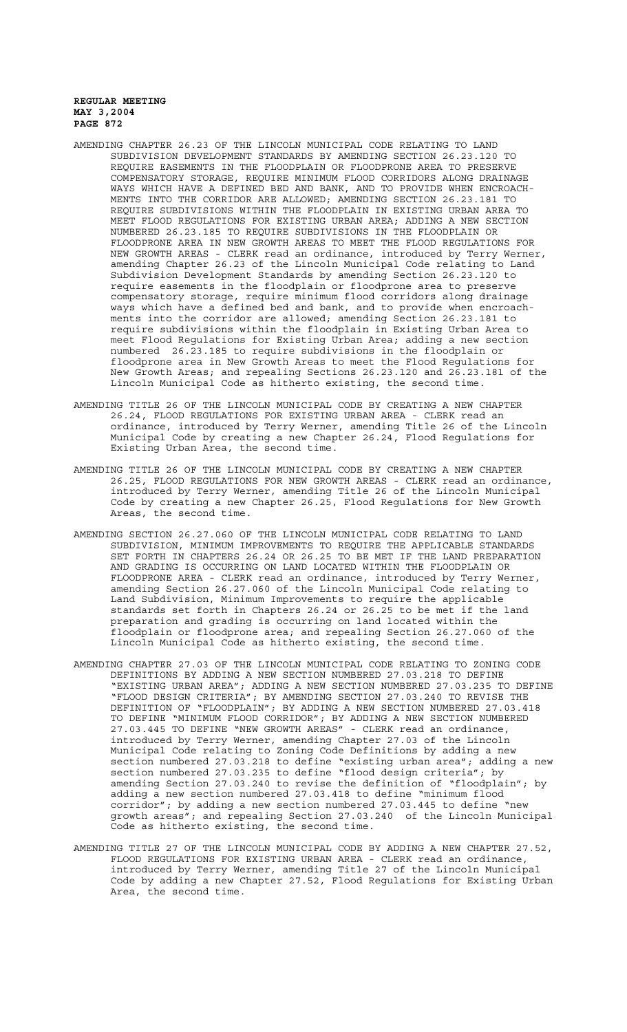AMENDING CHAPTER 26.23 OF THE LINCOLN MUNICIPAL CODE RELATING TO LAND SUBDIVISION DEVELOPMENT STANDARDS BY AMENDING SECTION 26.23.120 TO REQUIRE EASEMENTS IN THE FLOODPLAIN OR FLOODPRONE AREA TO PRESERVE COMPENSATORY STORAGE, REQUIRE MINIMUM FLOOD CORRIDORS ALONG DRAINAGE WAYS WHICH HAVE A DEFINED BED AND BANK, AND TO PROVIDE WHEN ENCROACHMENTS INTO THE CORRIDOR ARE ALLOWED; AMENDING SECTION 26.23.181 TO REQUIRE SUBDIVISIONS WITHIN THE FLOODPLAIN IN EXISTING URBAN AREA TO MEET FLOOD REGULATIONS FOR EXISTING URBAN AREA; ADDING A NEW SECTION NUMBERED 26.23.185 TO REQUIRE SUBDIVISIONS IN THE FLOODPLAIN OR FLOODPRONE AREA IN NEW GROWTH AREAS TO MEET THE FLOOD REGULATIONS FOR NEW GROWTH AREAS - CLERK read an ordinance, introduced by Terry Werner, amending Chapter 26.23 of the Lincoln Municipal Code relating to Land Subdivision Development Standards by amending Section 26.23.120 to require easements in the floodplain or floodprone area to preserve compensatory storage, require minimum flood corridors along drainage ways which have a defined bed and bank, and to provide when encroachments into the corridor are allowed; amending Section 26.23.181 to require subdivisions within the floodplain in Existing Urban Area to meet Flood Regulations for Existing Urban Area; adding a new section numbered 26.23.185 to require subdivisions in the floodplain or floodprone area in New Growth Areas to meet the Flood Regulations for New Growth Areas; and repealing Sections 26.23.120 and 26.23.181 of the Lincoln Municipal Code as hitherto existing, the second time.

AMENDING TITLE 26 OF THE LINCOLN MUNICIPAL CODE BY CREATING A NEW CHAPTER 26.24, FLOOD REGULATIONS FOR EXISTING URBAN AREA - CLERK read an ordinance, introduced by Terry Werner, amending Title 26 of the Lincoln Municipal Code by creating a new Chapter 26.24, Flood Regulations for Existing Urban Area, the second time.

AMENDING TITLE 26 OF THE LINCOLN MUNICIPAL CODE BY CREATING A NEW CHAPTER 26.25, FLOOD REGULATIONS FOR NEW GROWTH AREAS - CLERK read an ordinance, introduced by Terry Werner, amending Title 26 of the Lincoln Municipal Code by creating a new Chapter 26.25, Flood Regulations for New Growth Areas, the second time.

AMENDING SECTION 26.27.060 OF THE LINCOLN MUNICIPAL CODE RELATING TO LAND SUBDIVISION, MINIMUM IMPROVEMENTS TO REQUIRE THE APPLICABLE STANDARDS SET FORTH IN CHAPTERS 26.24 OR 26.25 TO BE MET IF THE LAND PREPARATION AND GRADING IS OCCURRING ON LAND LOCATED WITHIN THE FLOODPLAIN OR FLOODPRONE AREA - CLERK read an ordinance, introduced by Terry Werner, amending Section 26.27.060 of the Lincoln Municipal Code relating to Land Subdivision, Minimum Improvements to require the applicable standards set forth in Chapters 26.24 or 26.25 to be met if the land preparation and grading is occurring on land located within the floodplain or floodprone area; and repealing Section 26.27.060 of the Lincoln Municipal Code as hitherto existing, the second time.

AMENDING CHAPTER 27.03 OF THE LINCOLN MUNICIPAL CODE RELATING TO ZONING CODE DEFINITIONS BY ADDING A NEW SECTION NUMBERED 27.03.218 TO DEFINE "EXISTING URBAN AREA"; ADDING A NEW SECTION NUMBERED 27.03.235 TO DEFINE "FLOOD DESIGN CRITERIA"; BY AMENDING SECTION 27.03.240 TO REVISE THE DEFINITION OF "FLOODPLAIN"; BY ADDING A NEW SECTION NUMBERED 27.03.418 TO DEFINE "MINIMUM FLOOD CORRIDOR"; BY ADDING A NEW SECTION NUMBERED 27.03.445 TO DEFINE "NEW GROWTH AREAS" - CLERK read an ordinance, introduced by Terry Werner, amending Chapter 27.03 of the Lincoln Municipal Code relating to Zoning Code Definitions by adding a new section numbered 27.03.218 to define "existing urban area"; adding a new section numbered 27.03.235 to define "flood design criteria"; by amending Section 27.03.240 to revise the definition of "floodplain"; by adding a new section numbered 27.03.418 to define "minimum flood corridor"; by adding a new section numbered 27.03.445 to define "new growth areas"; and repealing Section 27.03.240 of the Lincoln Municipal Code as hitherto existing, the second time.

AMENDING TITLE 27 OF THE LINCOLN MUNICIPAL CODE BY ADDING A NEW CHAPTER 27.52, FLOOD REGULATIONS FOR EXISTING URBAN AREA - CLERK read an ordinance, introduced by Terry Werner, amending Title 27 of the Lincoln Municipal Code by adding a new Chapter 27.52, Flood Regulations for Existing Urban Area, the second time.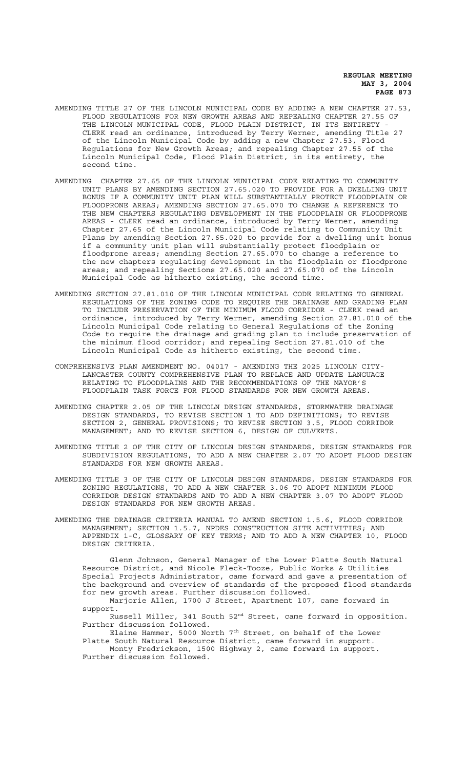AMENDING TITLE 27 OF THE LINCOLN MUNICIPAL CODE BY ADDING A NEW CHAPTER 27.53, FLOOD REGULATIONS FOR NEW GROWTH AREAS AND REPEALING CHAPTER 27.55 OF THE LINCOLN MUNICIPAL CODE, FLOOD PLAIN DISTRICT, IN ITS ENTIRETY - CLERK read an ordinance, introduced by Terry Werner, amending Title 27 of the Lincoln Municipal Code by adding a new Chapter 27.53, Flood Regulations for New Growth Areas; and repealing Chapter 27.55 of the Lincoln Municipal Code, Flood Plain District, in its entirety, the second time.

AMENDING CHAPTER 27.65 OF THE LINCOLN MUNICIPAL CODE RELATING TO COMMUNITY UNIT PLANS BY AMENDING SECTION 27.65.020 TO PROVIDE FOR A DWELLING UNIT BONUS IF A COMMUNITY UNIT PLAN WILL SUBSTANTIALLY PROTECT FLOODPLAIN OR FLOODPRONE AREAS; AMENDING SECTION 27.65.070 TO CHANGE A REFERENCE TO THE NEW CHAPTERS REGULATING DEVELOPMENT IN THE FLOODPLAIN OR FLOODPRONE AREAS - CLERK read an ordinance, introduced by Terry Werner, amending Chapter 27.65 of the Lincoln Municipal Code relating to Community Unit Plans by amending Section 27.65.020 to provide for a dwelling unit bonus if a community unit plan will substantially protect floodplain or floodprone areas; amending Section 27.65.070 to change a reference to the new chapters regulating development in the floodplain or floodprone areas; and repealing Sections 27.65.020 and 27.65.070 of the Lincoln Municipal Code as hitherto existing, the second time.

AMENDING SECTION 27.81.010 OF THE LINCOLN MUNICIPAL CODE RELATING TO GENERAL REGULATIONS OF THE ZONING CODE TO REQUIRE THE DRAINAGE AND GRADING PLAN TO INCLUDE PRESERVATION OF THE MINIMUM FLOOD CORRIDOR - CLERK read an ordinance, introduced by Terry Werner, amending Section 27.81.010 of the Lincoln Municipal Code relating to General Regulations of the Zoning Code to require the drainage and grading plan to include preservation of the minimum flood corridor; and repealing Section 27.81.010 of the Lincoln Municipal Code as hitherto existing, the second time.

COMPREHENSIVE PLAN AMENDMENT NO. 04017 - AMENDING THE 2025 LINCOLN CITY-LANCASTER COUNTY COMPREHENSIVE PLAN TO REPLACE AND UPDATE LANGUAGE RELATING TO FLOODPLAINS AND THE RECOMMENDATIONS OF THE MAYOR'S FLOODPLAIN TASK FORCE FOR FLOOD STANDARDS FOR NEW GROWTH AREAS.

AMENDING CHAPTER 2.05 OF THE LINCOLN DESIGN STANDARDS, STORMWATER DRAINAGE DESIGN STANDARDS, TO REVISE SECTION 1 TO ADD DEFINITIONS; TO REVISE SECTION 2, GENERAL PROVISIONS; TO REVISE SECTION 3.5, FLOOD CORRIDOR MANAGEMENT; AND TO REVISE SECTION 6, DESIGN OF CULVERTS.

AMENDING TITLE 2 OF THE CITY OF LINCOLN DESIGN STANDARDS, DESIGN STANDARDS FOR SUBDIVISION REGULATIONS, TO ADD A NEW CHAPTER 2.07 TO ADOPT FLOOD DESIGN STANDARDS FOR NEW GROWTH AREAS.

AMENDING TITLE 3 OF THE CITY OF LINCOLN DESIGN STANDARDS, DESIGN STANDARDS FOR ZONING REGULATIONS, TO ADD A NEW CHAPTER 3.06 TO ADOPT MINIMUM FLOOD CORRIDOR DESIGN STANDARDS AND TO ADD A NEW CHAPTER 3.07 TO ADOPT FLOOD DESIGN STANDARDS FOR NEW GROWTH AREAS.

AMENDING THE DRAINAGE CRITERIA MANUAL TO AMEND SECTION 1.5.6, FLOOD CORRIDOR MANAGEMENT; SECTION 1.5.7, NPDES CONSTRUCTION SITE ACTIVITIES; AND APPENDIX 1-C, GLOSSARY OF KEY TERMS; AND TO ADD A NEW CHAPTER 10, FLOOD DESIGN CRITERIA.

Glenn Johnson, General Manager of the Lower Platte South Natural Resource District, and Nicole Fleck-Tooze, Public Works & Utilities Special Projects Administrator, came forward and gave a presentation of the background and overview of standards of the proposed flood standards for new growth areas. Further discussion followed.

Marjorie Allen, 1700 J Street, Apartment 107, came forward in support.

Russell Miller, 341 South 52nd Street, came forward in opposition. Further discussion followed.

Elaine Hammer, 5000 North 7th Street, on behalf of the Lower Platte South Natural Resource District, came forward in support.

Monty Fredrickson, 1500 Highway 2, came forward in support. Further discussion followed.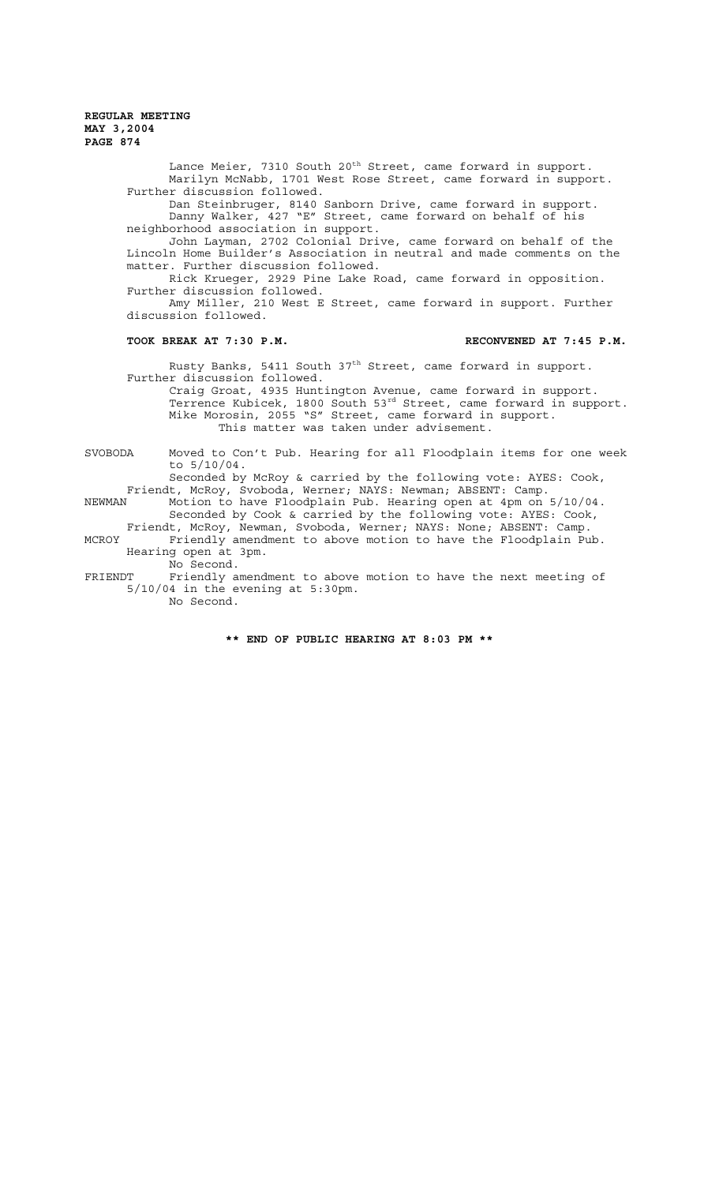Lance Meier, 7310 South 20th Street, came forward in support.

Marilyn McNabb, 1701 West Rose Street, came forward in support. Further discussion followed.

Dan Steinbruger, 8140 Sanborn Drive, came forward in support.

Danny Walker, 427 "E" Street, came forward on behalf of his neighborhood association in support.

John Layman, 2702 Colonial Drive, came forward on behalf of the Lincoln Home Builder's Association in neutral and made comments on the matter. Further discussion followed.

Rick Krueger, 2929 Pine Lake Road, came forward in opposition. Further discussion followed.

Amy Miller, 210 West E Street, came forward in support. Further discussion followed.

**TOOK BREAK AT 7:30 P.M.** **RECONVENED AT 7:45 P.M.**

Rusty Banks, 5411 South 37th Street, came forward in support. Further discussion followed.

Craig Groat, 4935 Huntington Avenue, came forward in support.

Terrence Kubicek, 1800 South 53rd Street, came forward in support.

Mike Morosin, 2055 "S" Street, came forward in support.

This matter was taken under advisement.

SVOBODA Moved to Con't Pub. Hearing for all Floodplain items for one week to 5/10/04.

Seconded by McRoy & carried by the following vote: AYES: Cook, Friendt, McRoy, Svoboda, Werner; NAYS: Newman; ABSENT: Camp.

NEWMAN Motion to have Floodplain Pub. Hearing open at 4pm on 5/10/04.

Seconded by Cook & carried by the following vote: AYES: Cook, Friendt, McRoy, Newman, Svoboda, Werner; NAYS: None; ABSENT: Camp.

MCROY Friendly amendment to above motion to have the Floodplain Pub. Hearing open at 3pm.

No Second.

FRIENDT Friendly amendment to above motion to have the next meeting of 5/10/04 in the evening at 5:30pm.

No Second.

**\*\* END OF PUBLIC HEARING AT 8:03 PM \*\***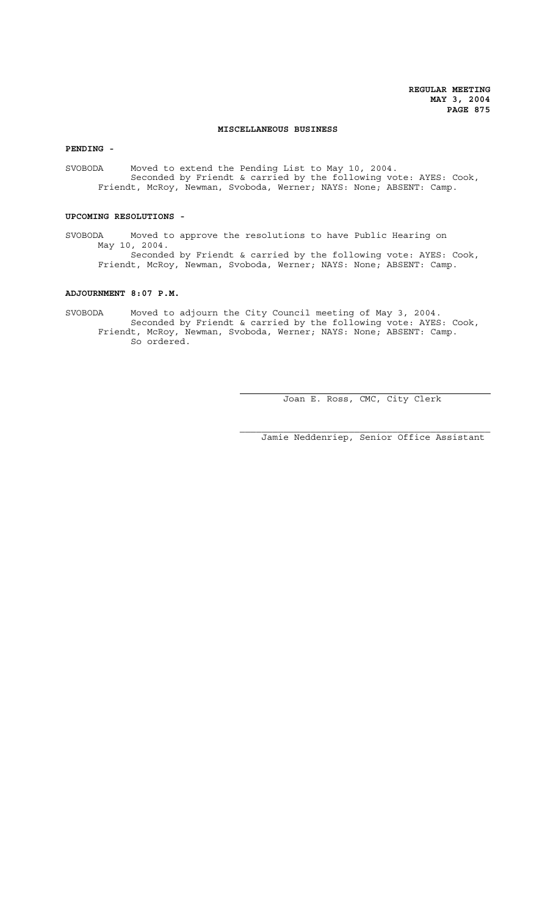## MISCELLANEOUS BUSINESS

**PENDING -**

SVOBODA Moved to extend the Pending List to May 10, 2004.
Seconded by Friendt & carried by the following vote: AYES: Cook, Friendt, McRoy, Newman, Svoboda, Werner; NAYS: None; ABSENT: Camp.

**UPCOMING RESOLUTIONS -**

SVOBODA Moved to approve the resolutions to have Public Hearing on May 10, 2004.
Seconded by Friendt & carried by the following vote: AYES: Cook, Friendt, McRoy, Newman, Svoboda, Werner; NAYS: None; ABSENT: Camp.

**ADJOURNMENT 8:07 P.M.**

SVOBODA Moved to adjourn the City Council meeting of May 3, 2004.
Seconded by Friendt & carried by the following vote: AYES: Cook, Friendt, McRoy, Newman, Svoboda, Werner; NAYS: None; ABSENT: Camp.
So ordered.

Joan E. Ross, CMC, City Clerk

Jamie Neddenriep, Senior Office Assistant